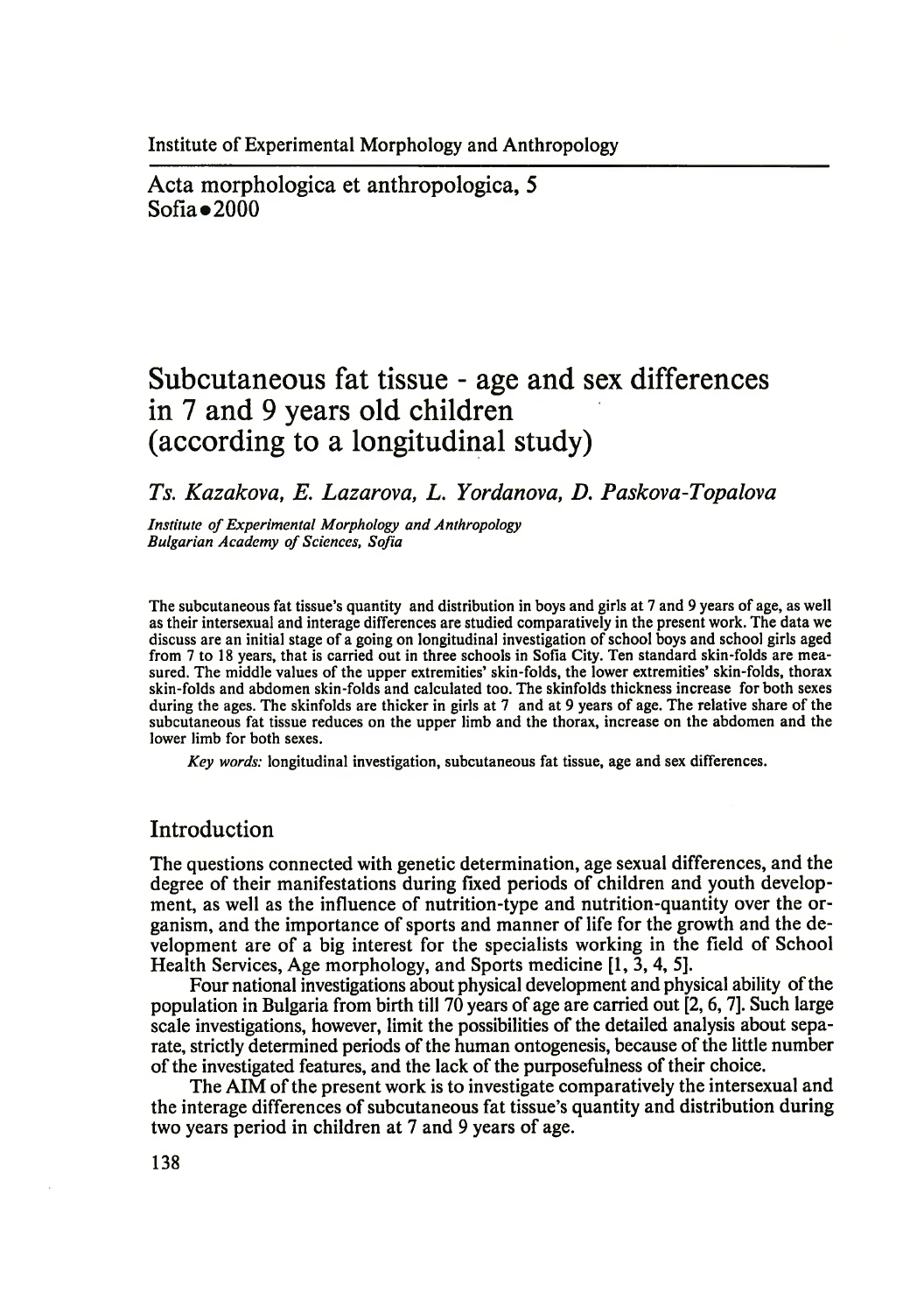Institute of Experimental Morphology and Anthropology

Acta morphologica et anthropologica, 5
Sofia • 2000

# Subcutaneous fat tissue - age and sex differences in 7 and 9 years old children (according to a longitudinal study)

*Ts. Kazakova, E. Lazarova, L. Yordanova, D. Paskova-Topalova*

*Institute of Experimental Morphology and Anthropology*
*Bulgarian Academy of Sciences, Sofia*

The subcutaneous fat tissue's quantity and distribution in boys and girls at 7 and 9 years of age, as well as their intersexual and interage differences are studied comparatively in the present work. The data we discuss are an initial stage of a going on longitudinal investigation of school boys and school girls aged from 7 to 18 years, that is carried out in three schools in Sofia City. Ten standard skin-folds are measured. The middle values of the upper extremities' skin-folds, the lower extremities' skin-folds, thorax skin-folds and abdomen skin-folds and calculated too. The skinfolds thickness increase for both sexes during the ages. The skinfolds are thicker in girls at 7 and at 9 years of age. The relative share of the subcutaneous fat tissue reduces on the upper limb and the thorax, increase on the abdomen and the lower limb for both sexes.

*Key words:* longitudinal investigation, subcutaneous fat tissue, age and sex differences.

## Introduction

The questions connected with genetic determination, age sexual differences, and the degree of their manifestations during fixed periods of children and youth development, as well as the influence of nutrition-type and nutrition-quantity over the organism, and the importance of sports and manner of life for the growth and the development are of a big interest for the specialists working in the field of School Health Services, Age morphology, and Sports medicine [1, 3, 4, 5].

Four national investigations about physical development and physical ability of the population in Bulgaria from birth till 70 years of age are carried out [2, 6, 7]. Such large scale investigations, however, limit the possibilities of the detailed analysis about separate, strictly determined periods of the human ontogenesis, because of the little number of the investigated features, and the lack of the purposefulness of their choice.

The AIM of the present work is to investigate comparatively the intersexual and the interage differences of subcutaneous fat tissue's quantity and distribution during two years period in children at 7 and 9 years of age.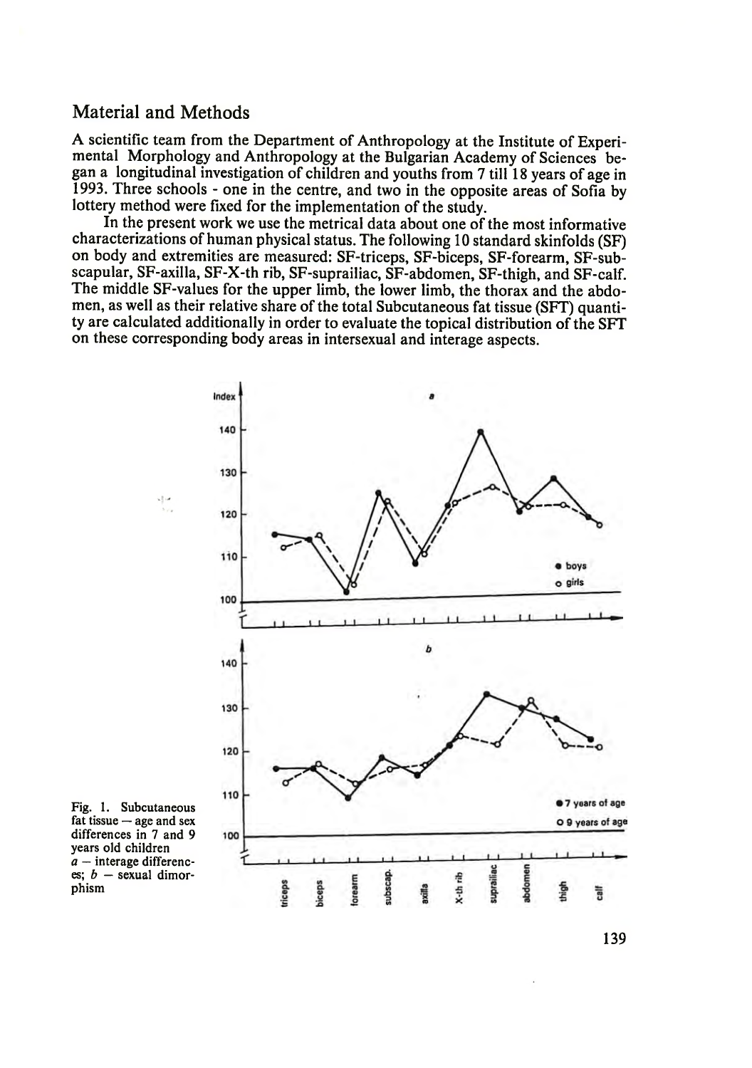## Material and Methods

A scientific team from the Department of Anthropology at the Institute of Experimental Morphology and Anthropology at the Bulgarian Academy of Sciences began a longitudinal investigation of children and youths from 7 till 18 years of age in 1993. Three schools - one in the centre, and two in the opposite areas of Sofia by lottery method were fixed for the implementation of the study.

In the present work we use the metrical data about one of the most informative characterizations of human physical status. The following 10 standard skinfolds (SF) on body and extremities are measured: SF-triceps, SF-biceps, SF-forearm, SF-subscapular, SF-axilla, SF-X-th rib, SF-suprailiac, SF-abdomen, SF-thigh, and SF-calf. The middle SF-values for the upper limb, the lower limb, the thorax and the abdomen, as well as their relative share of the total Subcutaneous fat tissue (SFT) quantity are calculated additionally in order to evaluate the topical distribution of the SFT on these corresponding body areas in intersexual and interage aspects.

Fig. 1. Subcutaneous fat tissue — age and sex differences in 7 and 9 years old children
*a* — interage differences; *b* — sexual dimorphism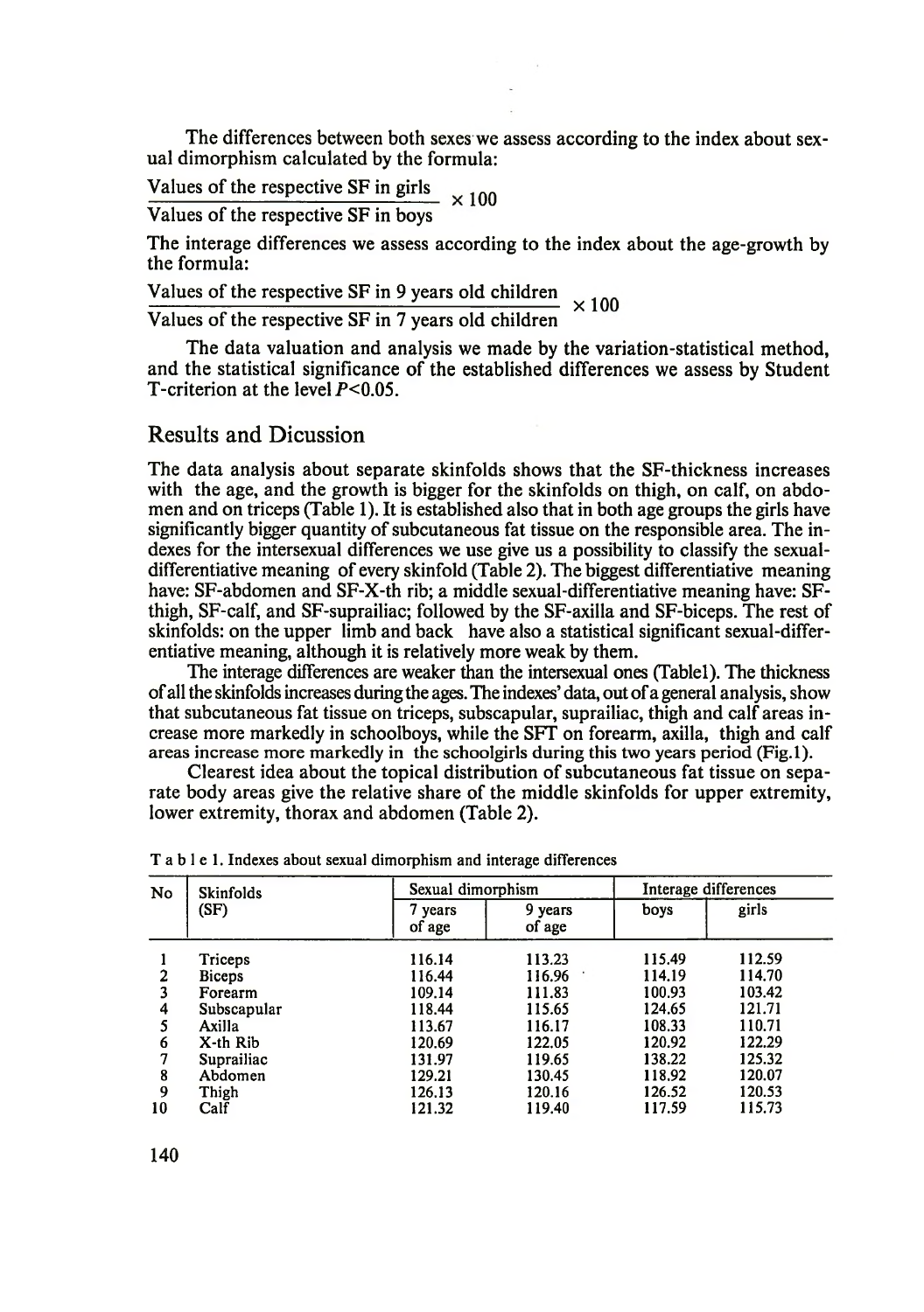The differences between both sexes we assess according to the index about sexual dimorphism calculated by the formula:

$$\frac{\text{Values of the respective SF in girls}}{\text{Values of the respective SF in boys}} \times 100$$

The interage differences we assess according to the index about the age-growth by the formula:

$$\frac{\text{Values of the respective SF in 9 years old children}}{\text{Values of the respective SF in 7 years old children}} \times 100$$

The data valuation and analysis we made by the variation-statistical method, and the statistical significance of the established differences we assess by Student T-criterion at the level $P<0.05$.

## Results and Dicussion

The data analysis about separate skinfolds shows that the SF-thickness increases with the age, and the growth is bigger for the skinfolds on thigh, on calf, on abdomen and on triceps (Table 1). It is established also that in both age groups the girls have significantly bigger quantity of subcutaneous fat tissue on the responsible area. The indexes for the intersexual differences we use give us a possibility to classify the sexual-differentiative meaning of every skinfold (Table 2). The biggest differentiative meaning have: SF-abdomen and SF-X-th rib; a middle sexual-differentiative meaning have: SF-thigh, SF-calf, and SF-suprailiac; followed by the SF-axilla and SF-biceps. The rest of skinfolds: on the upper limb and back have also a statistical significant sexual-differentiative meaning, although it is relatively more weak by them.

The interage differences are weaker than the intersexual ones (Table1). The thickness of all the skinfolds increases during the ages. The indexes' data, out of a general analysis, show that subcutaneous fat tissue on triceps, subscapular, suprailiac, thigh and calf areas increase more markedly in schoolboys, while the SFT on forearm, axilla, thigh and calf areas increase more markedly in the schoolgirls during this two years period (Fig.1).

Clearest idea about the topical distribution of subcutaneous fat tissue on separate body areas give the relative share of the middle skinfolds for upper extremity, lower extremity, thorax and abdomen (Table 2).

Table 1. Indexes about sexual dimorphism and interage differences

| No | Skinfolds (SF) | Sexual dimorphism | | Interage differences | |
|---|---|---|---|---|---|
| | | 7 years of age | 9 years of age | boys | girls |
| 1 | Triceps | 116.14 | 113.23 | 115.49 | 112.59 |
| 2 | Biceps | 116.44 | 116.96 | 114.19 | 114.70 |
| 3 | Forearm | 109.14 | 111.83 | 100.93 | 103.42 |
| 4 | Subscapular | 118.44 | 115.65 | 124.65 | 121.71 |
| 5 | Axilla | 113.67 | 116.17 | 108.33 | 110.71 |
| 6 | X-th Rib | 120.69 | 122.05 | 120.92 | 122.29 |
| 7 | Suprailiac | 131.97 | 119.65 | 138.22 | 125.32 |
| 8 | Abdomen | 129.21 | 130.45 | 118.92 | 120.07 |
| 9 | Thigh | 126.13 | 120.16 | 126.52 | 120.53 |
| 10 | Calf | 121.32 | 119.40 | 117.59 | 115.73 |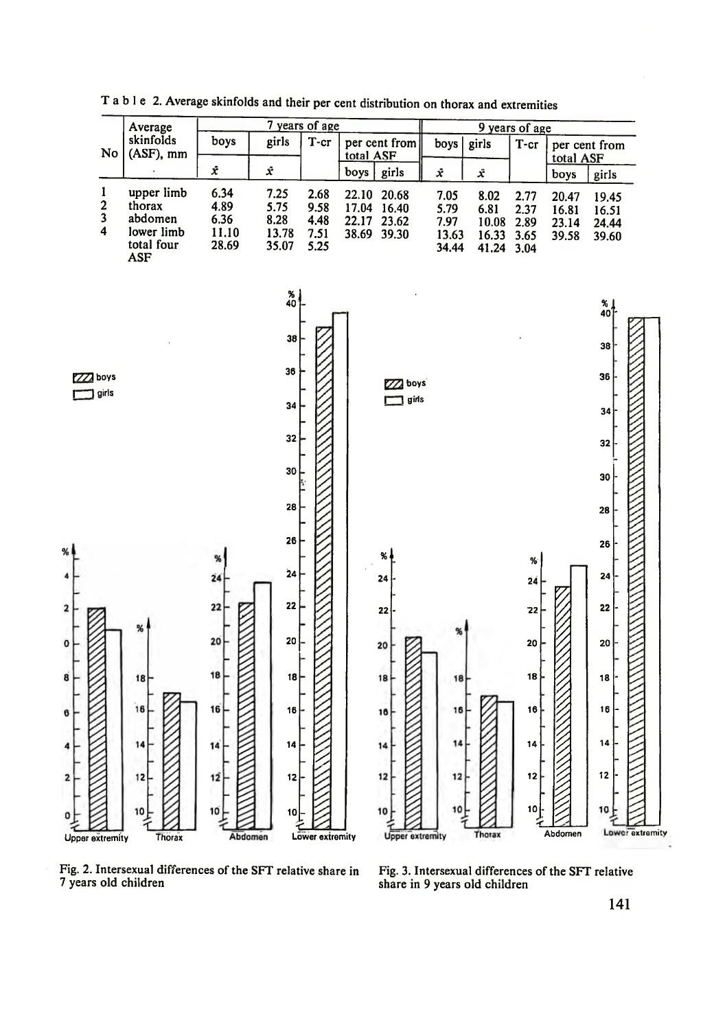Table 2. Average skinfolds and their per cent distribution on thorax and extremities

| No | Average skinfolds (ASF), mm | 7 years of age | | | | | 9 years of age | | | | |
|---|---|---|---|---|---|---|---|---|---|---|---|
| | | boys | girls | T-cr | per cent from total ASF | | boys | girls | T-cr | per cent from total ASF | |
| | | $\bar{x}$ | $\bar{x}$ | | boys | girls | $\bar{x}$ | $\bar{x}$ | | boys | girls |
| 1 | upper limb | 6.34 | 7.25 | 2.68 | 22.10 | 20.68 | 7.05 | 8.02 | 2.77 | 20.47 | 19.45 |
| 2 | thorax | 4.89 | 5.75 | 9.58 | 17.04 | 16.40 | 5.79 | 6.81 | 2.37 | 16.81 | 16.51 |
| 3 | abdomen | 6.36 | 8.28 | 4.48 | 22.17 | 23.62 | 7.97 | 10.08 | 2.89 | 23.14 | 24.44 |
| 4 | lower limb | 11.10 | 13.78 | 7.51 | 38.69 | 39.30 | 13.63 | 16.33 | 3.65 | 39.58 | 39.60 |
| | total four ASF | 28.69 | 35.07 | 5.25 | | | 34.44 | 41.24 | 3.04 | | |

Fig. 2. Intersexual differences of the SFT relative share in 7 years old children

Fig. 3. Intersexual differences of the SFT relative share in 9 years old children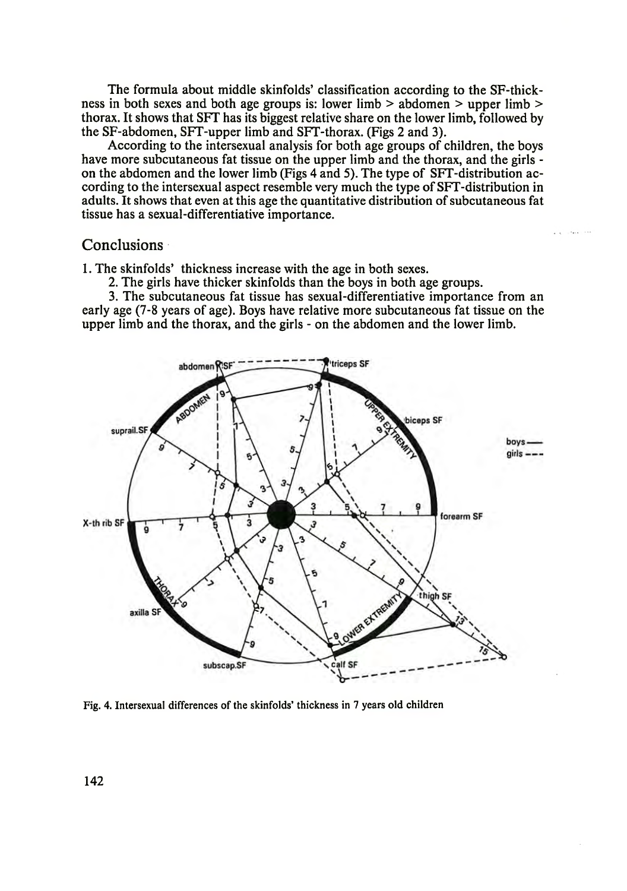The formula about middle skinfolds' classification according to the SF-thickness in both sexes and both age groups is: lower limb > abdomen > upper limb > thorax. It shows that SFT has its biggest relative share on the lower limb, followed by the SF-abdomen, SFT-upper limb and SFT-thorax. (Figs 2 and 3).

According to the intersexual analysis for both age groups of children, the boys have more subcutaneous fat tissue on the upper limb and the thorax, and the girls - on the abdomen and the lower limb (Figs 4 and 5). The type of SFT-distribution according to the intersexual aspect resemble very much the type of SFT-distribution in adults. It shows that even at this age the quantitative distribution of subcutaneous fat tissue has a sexual-differentiative importance.

## Conclusions

1. The skinfolds' thickness increase with the age in both sexes.
2. The girls have thicker skinfolds than the boys in both age groups.
3. The subcutaneous fat tissue has sexual-differentiative importance from an early age (7-8 years of age). Boys have relative more subcutaneous fat tissue on the upper limb and the thorax, and the girls - on the abdomen and the lower limb.

Fig. 4. Intersexual differences of the skinfolds' thickness in 7 years old children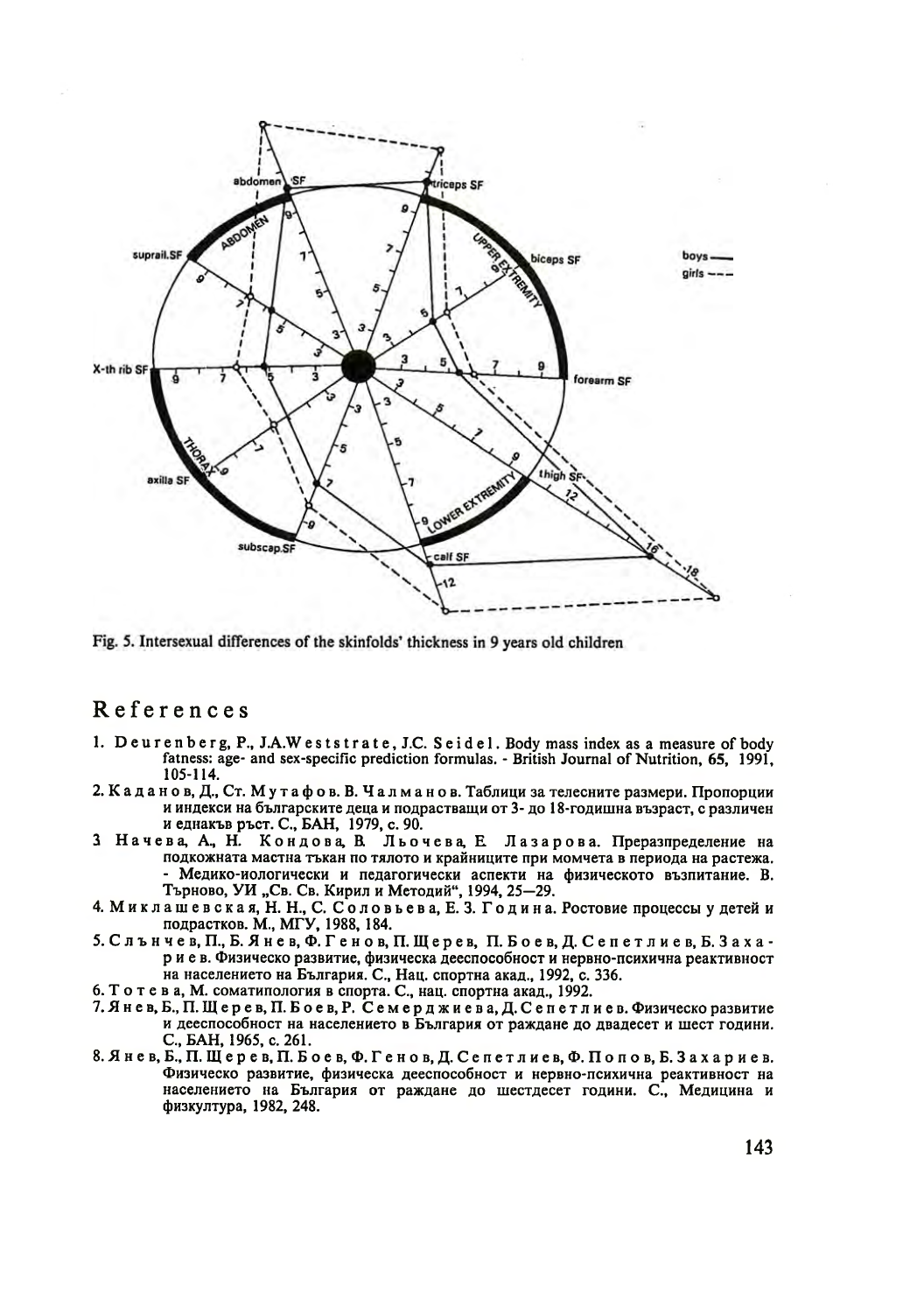abdomen SF

triceps SF

suprail.SF

ABDOMEN

UPPER EXTREMITY

biceps SF

boys ——

girls - - -

X-th rib SF

forearm SF

THORAX

axilla SF

thigh SF

LOWER EXTREMITY

subscap.SF

calf SF

3 5 7 9 12 16 18

Fig. 5. Intersexual differences of the skinfolds' thickness in 9 years old children

# References

1. Deurenberg, P., J.A.Weststrate, J.C. Seidel. Body mass index as a measure of body fatness: age- and sex-specific prediction formulas. - British Journal of Nutrition, 65, 1991, 105-114.
2. Каданов, Д., Ст. Мутафов. В. Чалманов. Таблици за телесните размери. Пропорции и индекси на българските деца и подрастващи от 3- до 18-годишна възраст, с различен и еднакъв ръст. С., БАН, 1979, с. 90.
3. Начева, А., Н. Кондова, В. Льочева, Е. Лазарова. Преразпределение на подкожната мастна тъкан по тялото и крайниците при момчета в периода на растежа. - Медико-иологически и педагогически аспекти на физическото възпитание. В. Търново, УИ „Св. Св. Кирил и Методий", 1994, 25—29.
4. Миклашевская, Н. Н., С. Соловьева, Е. З. Година. Ростовие процессы у детей и подрастков. М., МГУ, 1988, 184.
5. Слънчев, П., Б. Янев, Ф. Генов, П. Щерев, П. Боев, Д. Сепетлиев, Б. Захариев. Физическо развитие, физическа дееспособност и нервно-психична реактивност на населението на България. С., Нац. спортна акад., 1992, с. 336.
6. Тотева, М. соматипология в спорта. С., нац. спортна акад., 1992.
7. Янев, Б., П. Щерев, П. Боев, Р. Семерджиева, Д. Сепетлиев. Физическо развитие и дееспособност на населението в България от раждане до двадесет и шест години. С., БАН, 1965, с. 261.
8. Янев, Б., П. Щерев, П. Боев, Ф. Генов, Д. Сепетлиев, Ф. Попов, Б. Захариев. Физическо развитие, физическа дееспособност и нервно-психична реактивност на населението на България от раждане до шестдесет години. С., Медицина и физкултура, 1982, 248.